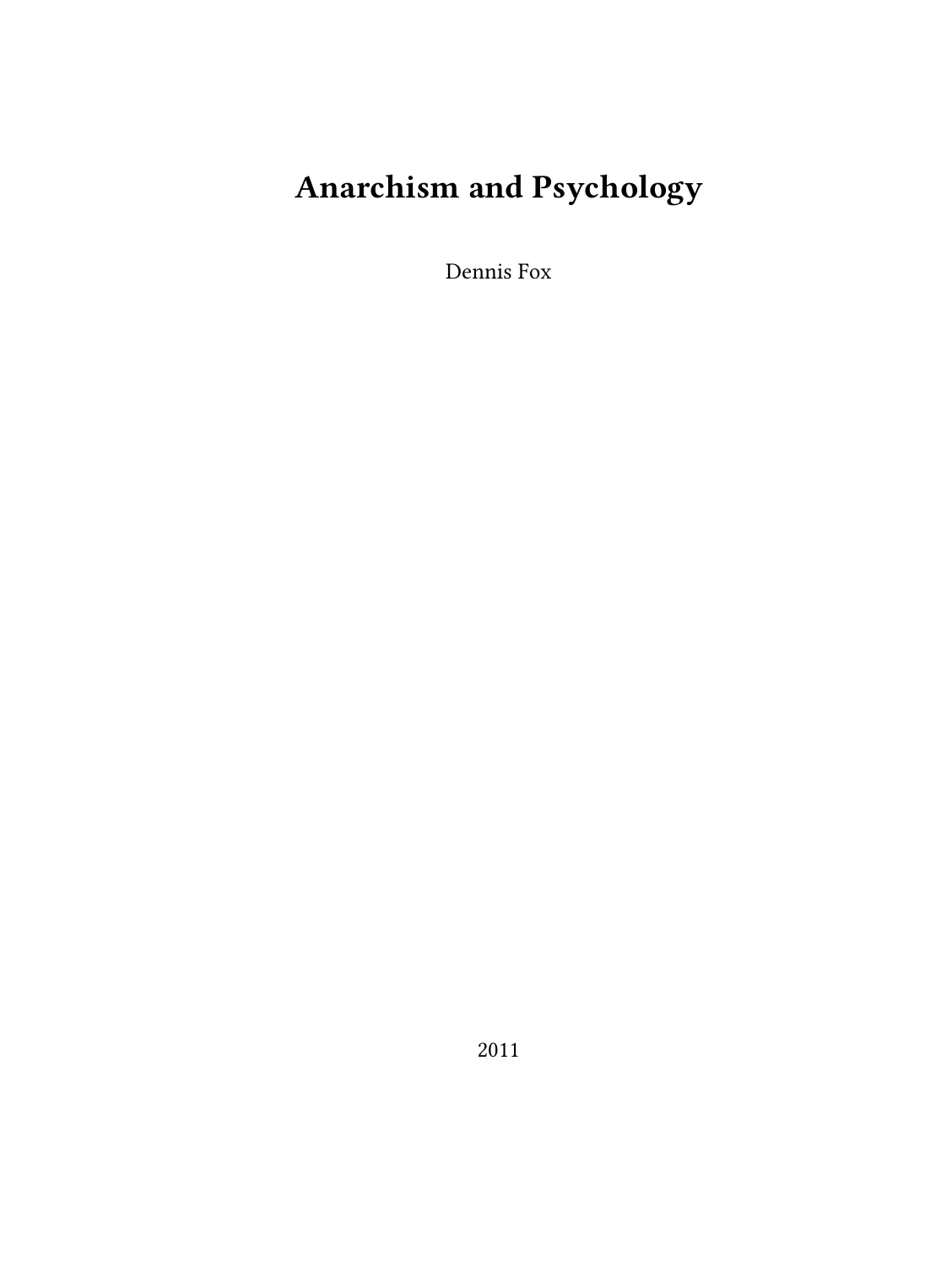# Anarchism and Psychology

Dennis Fox

2011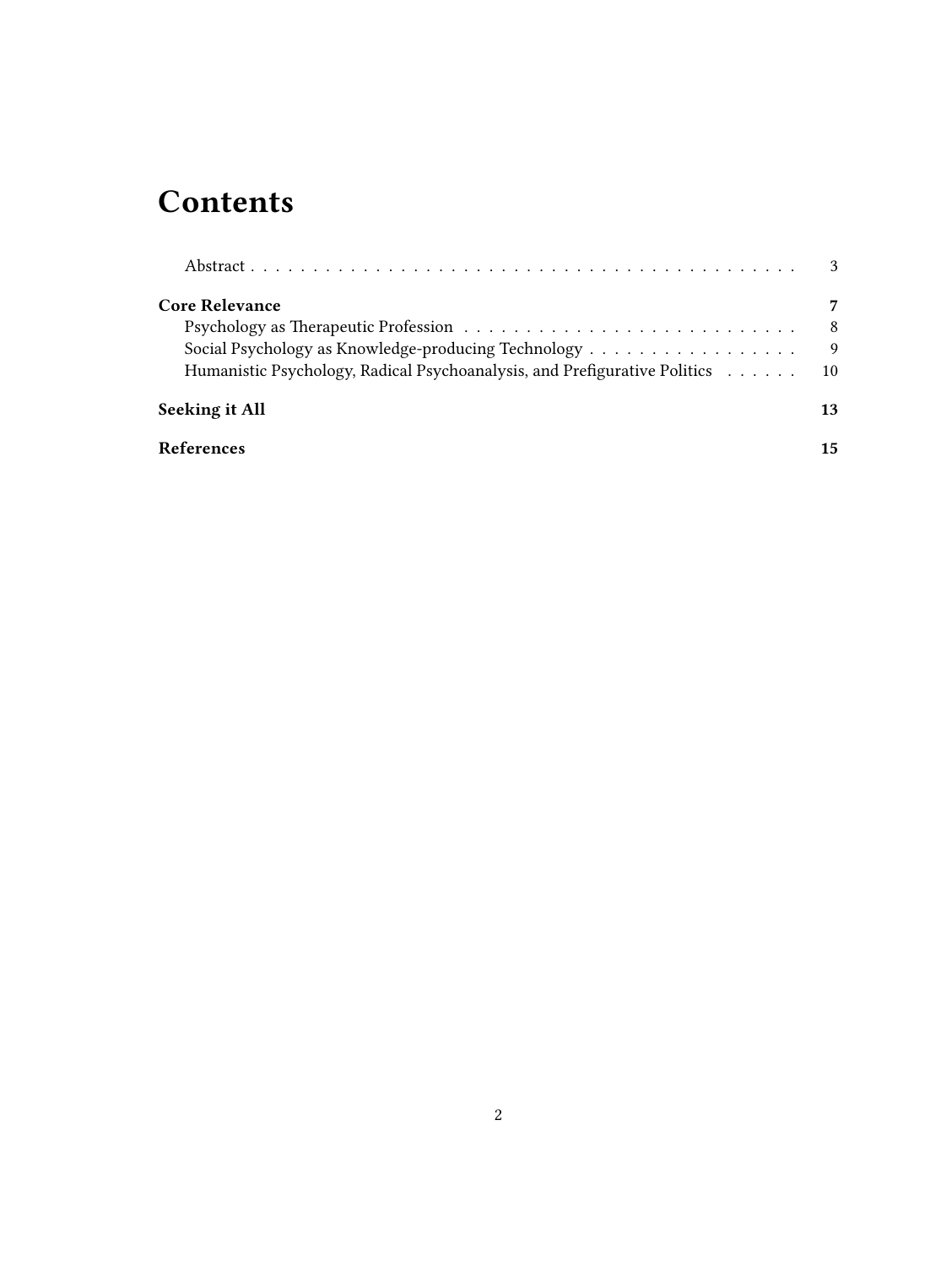# Contents

- Abstract . . . 3

**Core Relevance** 7

- Psychology as Therapeutic Profession . . . 8
- Social Psychology as Knowledge-producing Technology . . . 9
- Humanistic Psychology, Radical Psychoanalysis, and Prefigurative Politics . . . 10

**Seeking it All** 13

**References** 15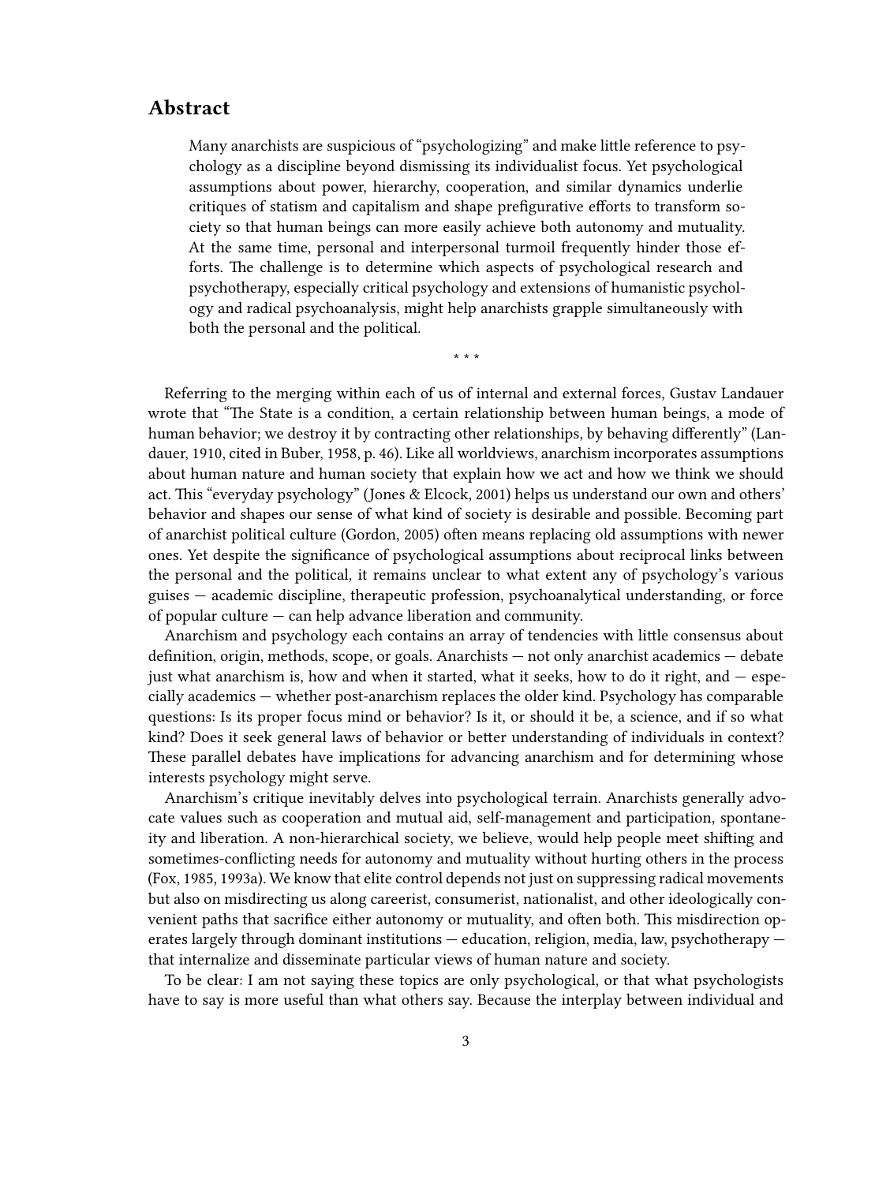## Abstract

> Many anarchists are suspicious of "psychologizing" and make little reference to psychology as a discipline beyond dismissing its individualist focus. Yet psychological assumptions about power, hierarchy, cooperation, and similar dynamics underlie critiques of statism and capitalism and shape prefigurative efforts to transform society so that human beings can more easily achieve both autonomy and mutuality. At the same time, personal and interpersonal turmoil frequently hinder those efforts. The challenge is to determine which aspects of psychological research and psychotherapy, especially critical psychology and extensions of humanistic psychology and radical psychoanalysis, might help anarchists grapple simultaneously with both the personal and the political.

* * *

Referring to the merging within each of us of internal and external forces, Gustav Landauer wrote that "The State is a condition, a certain relationship between human beings, a mode of human behavior; we destroy it by contracting other relationships, by behaving differently" (Landauer, 1910, cited in Buber, 1958, p. 46). Like all worldviews, anarchism incorporates assumptions about human nature and human society that explain how we act and how we think we should act. This "everyday psychology" (Jones & Elcock, 2001) helps us understand our own and others' behavior and shapes our sense of what kind of society is desirable and possible. Becoming part of anarchist political culture (Gordon, 2005) often means replacing old assumptions with newer ones. Yet despite the significance of psychological assumptions about reciprocal links between the personal and the political, it remains unclear to what extent any of psychology's various guises — academic discipline, therapeutic profession, psychoanalytical understanding, or force of popular culture — can help advance liberation and community.

Anarchism and psychology each contains an array of tendencies with little consensus about definition, origin, methods, scope, or goals. Anarchists — not only anarchist academics — debate just what anarchism is, how and when it started, what it seeks, how to do it right, and — especially academics — whether post-anarchism replaces the older kind. Psychology has comparable questions: Is its proper focus mind or behavior? Is it, or should it be, a science, and if so what kind? Does it seek general laws of behavior or better understanding of individuals in context? These parallel debates have implications for advancing anarchism and for determining whose interests psychology might serve.

Anarchism's critique inevitably delves into psychological terrain. Anarchists generally advocate values such as cooperation and mutual aid, self-management and participation, spontaneity and liberation. A non-hierarchical society, we believe, would help people meet shifting and sometimes-conflicting needs for autonomy and mutuality without hurting others in the process (Fox, 1985, 1993a). We know that elite control depends not just on suppressing radical movements but also on misdirecting us along careerist, consumerist, nationalist, and other ideologically convenient paths that sacrifice either autonomy or mutuality, and often both. This misdirection operates largely through dominant institutions — education, religion, media, law, psychotherapy — that internalize and disseminate particular views of human nature and society.

To be clear: I am not saying these topics are only psychological, or that what psychologists have to say is more useful than what others say. Because the interplay between individual and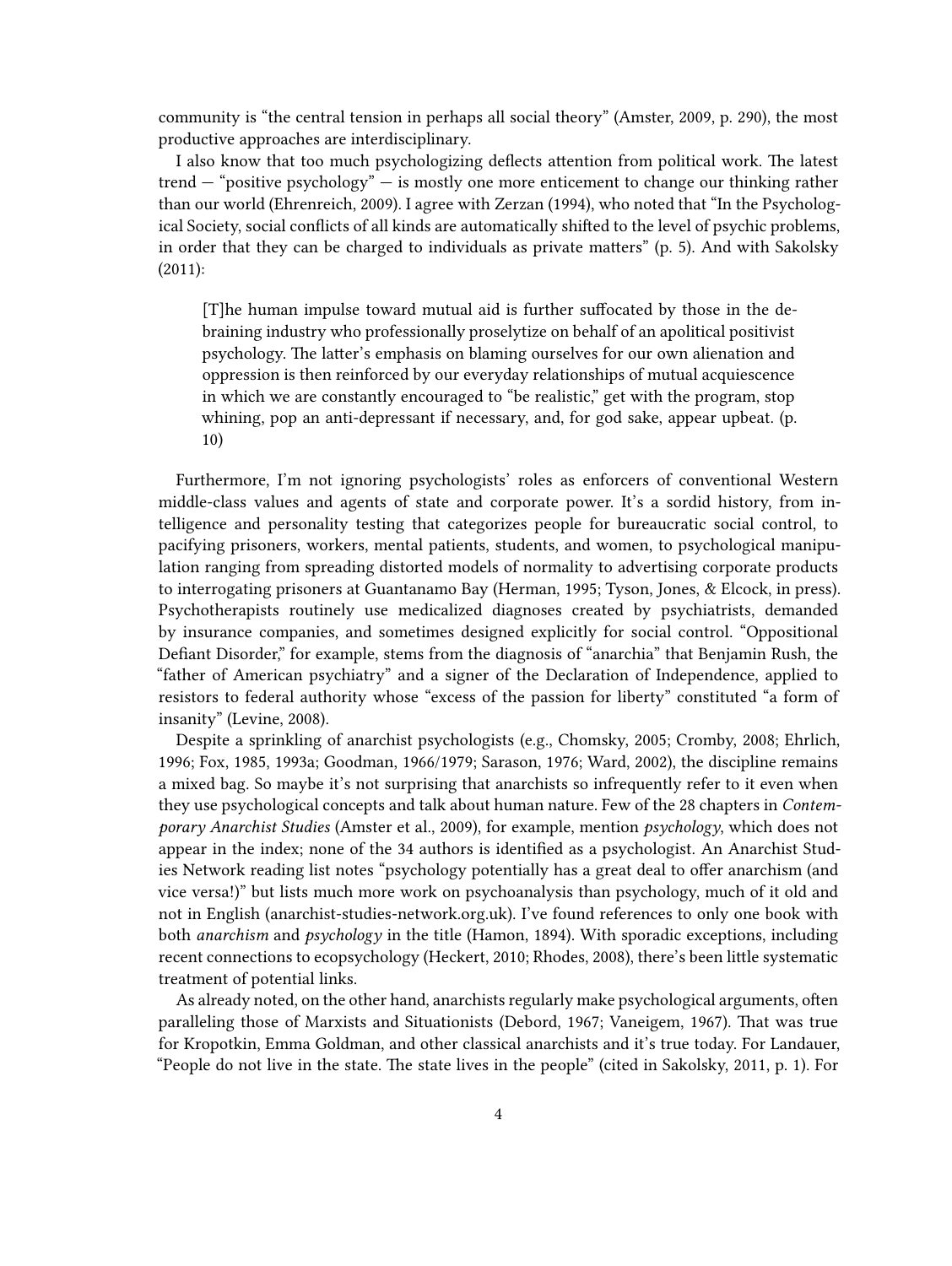community is "the central tension in perhaps all social theory" (Amster, 2009, p. 290), the most productive approaches are interdisciplinary.

I also know that too much psychologizing deflects attention from political work. The latest trend — "positive psychology" — is mostly one more enticement to change our thinking rather than our world (Ehrenreich, 2009). I agree with Zerzan (1994), who noted that "In the Psychological Society, social conflicts of all kinds are automatically shifted to the level of psychic problems, in order that they can be charged to individuals as private matters" (p. 5). And with Sakolsky (2011):

> [T]he human impulse toward mutual aid is further suffocated by those in the debraining industry who professionally proselytize on behalf of an apolitical positivist psychology. The latter's emphasis on blaming ourselves for our own alienation and oppression is then reinforced by our everyday relationships of mutual acquiescence in which we are constantly encouraged to "be realistic," get with the program, stop whining, pop an anti-depressant if necessary, and, for god sake, appear upbeat. (p. 10)

Furthermore, I'm not ignoring psychologists' roles as enforcers of conventional Western middle-class values and agents of state and corporate power. It's a sordid history, from intelligence and personality testing that categorizes people for bureaucratic social control, to pacifying prisoners, workers, mental patients, students, and women, to psychological manipulation ranging from spreading distorted models of normality to advertising corporate products to interrogating prisoners at Guantanamo Bay (Herman, 1995; Tyson, Jones, & Elcock, in press). Psychotherapists routinely use medicalized diagnoses created by psychiatrists, demanded by insurance companies, and sometimes designed explicitly for social control. "Oppositional Defiant Disorder," for example, stems from the diagnosis of "anarchia" that Benjamin Rush, the "father of American psychiatry" and a signer of the Declaration of Independence, applied to resistors to federal authority whose "excess of the passion for liberty" constituted "a form of insanity" (Levine, 2008).

Despite a sprinkling of anarchist psychologists (e.g., Chomsky, 2005; Cromby, 2008; Ehrlich, 1996; Fox, 1985, 1993a; Goodman, 1966/1979; Sarason, 1976; Ward, 2002), the discipline remains a mixed bag. So maybe it's not surprising that anarchists so infrequently refer to it even when they use psychological concepts and talk about human nature. Few of the 28 chapters in *Contemporary Anarchist Studies* (Amster et al., 2009), for example, mention *psychology*, which does not appear in the index; none of the 34 authors is identified as a psychologist. An Anarchist Studies Network reading list notes "psychology potentially has a great deal to offer anarchism (and vice versa!)" but lists much more work on psychoanalysis than psychology, much of it old and not in English (anarchist-studies-network.org.uk). I've found references to only one book with both *anarchism* and *psychology* in the title (Hamon, 1894). With sporadic exceptions, including recent connections to ecopsychology (Heckert, 2010; Rhodes, 2008), there's been little systematic treatment of potential links.

As already noted, on the other hand, anarchists regularly make psychological arguments, often paralleling those of Marxists and Situationists (Debord, 1967; Vaneigem, 1967). That was true for Kropotkin, Emma Goldman, and other classical anarchists and it's true today. For Landauer, "People do not live in the state. The state lives in the people" (cited in Sakolsky, 2011, p. 1). For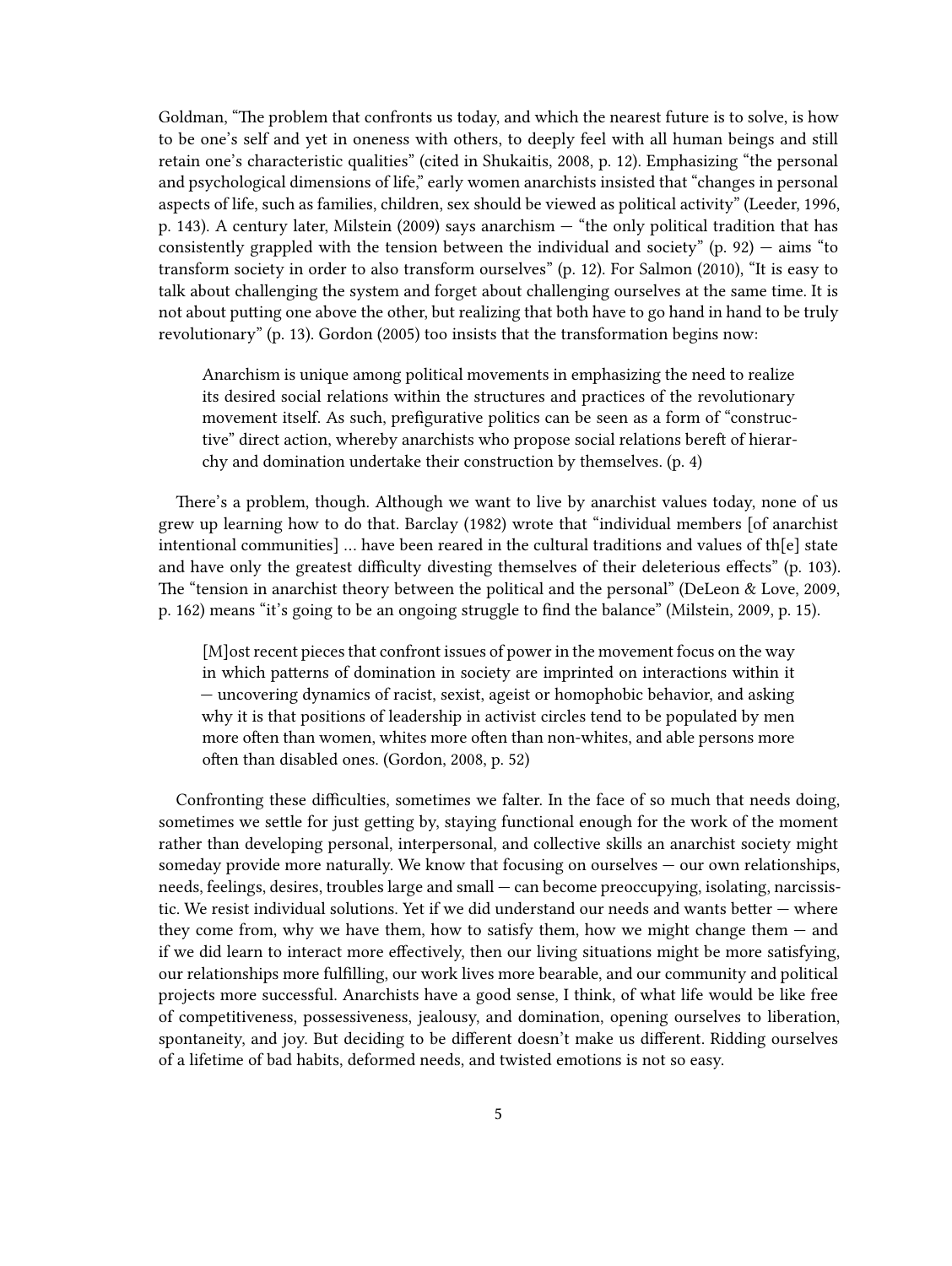Goldman, "The problem that confronts us today, and which the nearest future is to solve, is how to be one's self and yet in oneness with others, to deeply feel with all human beings and still retain one's characteristic qualities" (cited in Shukaitis, 2008, p. 12). Emphasizing "the personal and psychological dimensions of life," early women anarchists insisted that "changes in personal aspects of life, such as families, children, sex should be viewed as political activity" (Leeder, 1996, p. 143). A century later, Milstein (2009) says anarchism — "the only political tradition that has consistently grappled with the tension between the individual and society" (p. 92) — aims "to transform society in order to also transform ourselves" (p. 12). For Salmon (2010), "It is easy to talk about challenging the system and forget about challenging ourselves at the same time. It is not about putting one above the other, but realizing that both have to go hand in hand to be truly revolutionary" (p. 13). Gordon (2005) too insists that the transformation begins now:

> Anarchism is unique among political movements in emphasizing the need to realize its desired social relations within the structures and practices of the revolutionary movement itself. As such, prefigurative politics can be seen as a form of "constructive" direct action, whereby anarchists who propose social relations bereft of hierarchy and domination undertake their construction by themselves. (p. 4)

There's a problem, though. Although we want to live by anarchist values today, none of us grew up learning how to do that. Barclay (1982) wrote that "individual members [of anarchist intentional communities] … have been reared in the cultural traditions and values of th[e] state and have only the greatest difficulty divesting themselves of their deleterious effects" (p. 103). The "tension in anarchist theory between the political and the personal" (DeLeon & Love, 2009, p. 162) means "it's going to be an ongoing struggle to find the balance" (Milstein, 2009, p. 15).

> [M]ost recent pieces that confront issues of power in the movement focus on the way in which patterns of domination in society are imprinted on interactions within it — uncovering dynamics of racist, sexist, ageist or homophobic behavior, and asking why it is that positions of leadership in activist circles tend to be populated by men more often than women, whites more often than non-whites, and able persons more often than disabled ones. (Gordon, 2008, p. 52)

Confronting these difficulties, sometimes we falter. In the face of so much that needs doing, sometimes we settle for just getting by, staying functional enough for the work of the moment rather than developing personal, interpersonal, and collective skills an anarchist society might someday provide more naturally. We know that focusing on ourselves — our own relationships, needs, feelings, desires, troubles large and small — can become preoccupying, isolating, narcissistic. We resist individual solutions. Yet if we did understand our needs and wants better — where they come from, why we have them, how to satisfy them, how we might change them — and if we did learn to interact more effectively, then our living situations might be more satisfying, our relationships more fulfilling, our work lives more bearable, and our community and political projects more successful. Anarchists have a good sense, I think, of what life would be like free of competitiveness, possessiveness, jealousy, and domination, opening ourselves to liberation, spontaneity, and joy. But deciding to be different doesn't make us different. Ridding ourselves of a lifetime of bad habits, deformed needs, and twisted emotions is not so easy.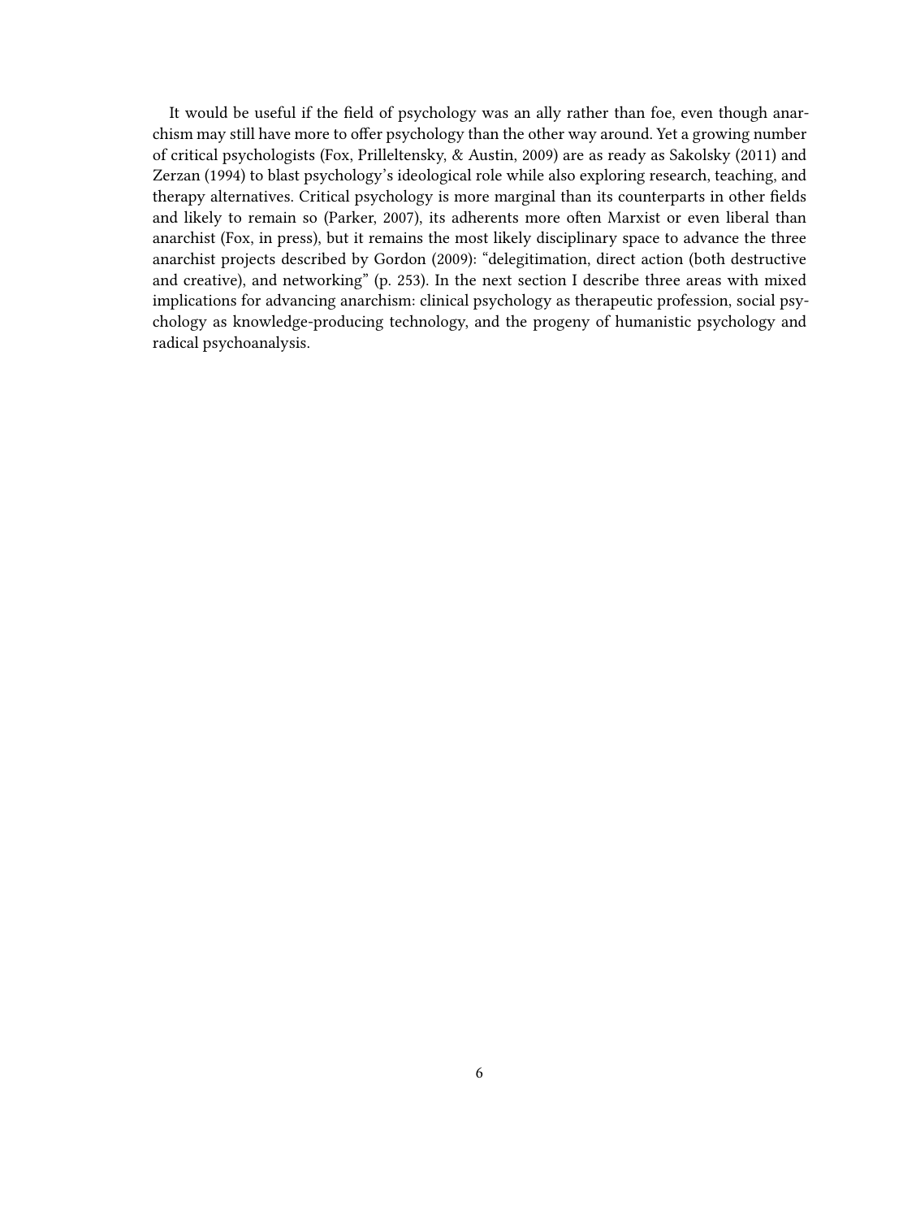It would be useful if the field of psychology was an ally rather than foe, even though anarchism may still have more to offer psychology than the other way around. Yet a growing number of critical psychologists (Fox, Prilleltensky, & Austin, 2009) are as ready as Sakolsky (2011) and Zerzan (1994) to blast psychology's ideological role while also exploring research, teaching, and therapy alternatives. Critical psychology is more marginal than its counterparts in other fields and likely to remain so (Parker, 2007), its adherents more often Marxist or even liberal than anarchist (Fox, in press), but it remains the most likely disciplinary space to advance the three anarchist projects described by Gordon (2009): "delegitimation, direct action (both destructive and creative), and networking" (p. 253). In the next section I describe three areas with mixed implications for advancing anarchism: clinical psychology as therapeutic profession, social psychology as knowledge-producing technology, and the progeny of humanistic psychology and radical psychoanalysis.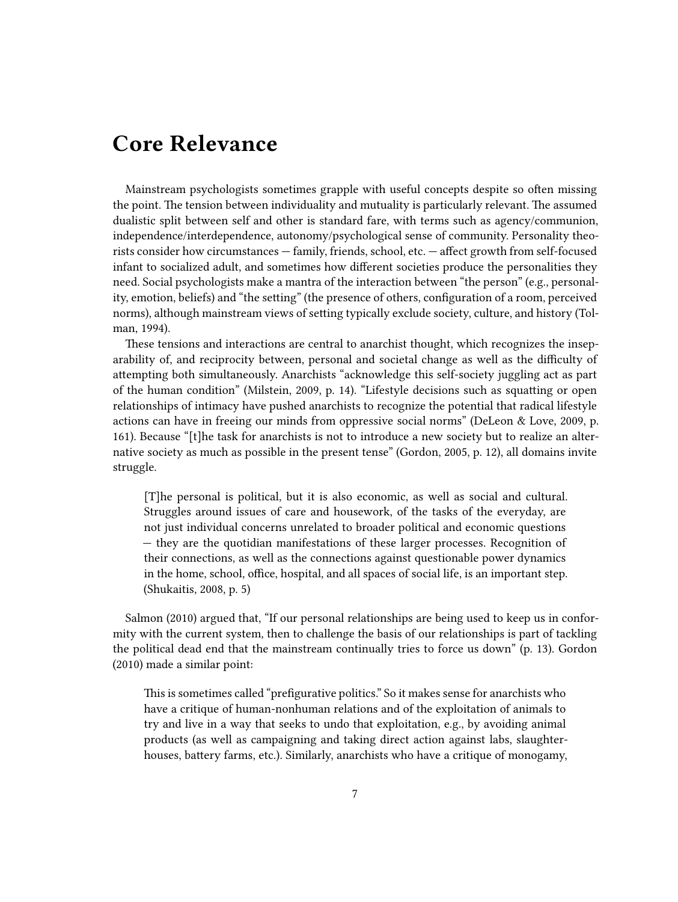# Core Relevance

Mainstream psychologists sometimes grapple with useful concepts despite so often missing the point. The tension between individuality and mutuality is particularly relevant. The assumed dualistic split between self and other is standard fare, with terms such as agency/communion, independence/interdependence, autonomy/psychological sense of community. Personality theorists consider how circumstances — family, friends, school, etc. — affect growth from self-focused infant to socialized adult, and sometimes how different societies produce the personalities they need. Social psychologists make a mantra of the interaction between "the person" (e.g., personality, emotion, beliefs) and "the setting" (the presence of others, configuration of a room, perceived norms), although mainstream views of setting typically exclude society, culture, and history (Tolman, 1994).

These tensions and interactions are central to anarchist thought, which recognizes the inseparability of, and reciprocity between, personal and societal change as well as the difficulty of attempting both simultaneously. Anarchists "acknowledge this self-society juggling act as part of the human condition" (Milstein, 2009, p. 14). "Lifestyle decisions such as squatting or open relationships of intimacy have pushed anarchists to recognize the potential that radical lifestyle actions can have in freeing our minds from oppressive social norms" (DeLeon & Love, 2009, p. 161). Because "[t]he task for anarchists is not to introduce a new society but to realize an alternative society as much as possible in the present tense" (Gordon, 2005, p. 12), all domains invite struggle.

> [T]he personal is political, but it is also economic, as well as social and cultural. Struggles around issues of care and housework, of the tasks of the everyday, are not just individual concerns unrelated to broader political and economic questions — they are the quotidian manifestations of these larger processes. Recognition of their connections, as well as the connections against questionable power dynamics in the home, school, office, hospital, and all spaces of social life, is an important step. (Shukaitis, 2008, p. 5)

Salmon (2010) argued that, "If our personal relationships are being used to keep us in conformity with the current system, then to challenge the basis of our relationships is part of tackling the political dead end that the mainstream continually tries to force us down" (p. 13). Gordon (2010) made a similar point:

> This is sometimes called "prefigurative politics." So it makes sense for anarchists who have a critique of human-nonhuman relations and of the exploitation of animals to try and live in a way that seeks to undo that exploitation, e.g., by avoiding animal products (as well as campaigning and taking direct action against labs, slaughterhouses, battery farms, etc.). Similarly, anarchists who have a critique of monogamy,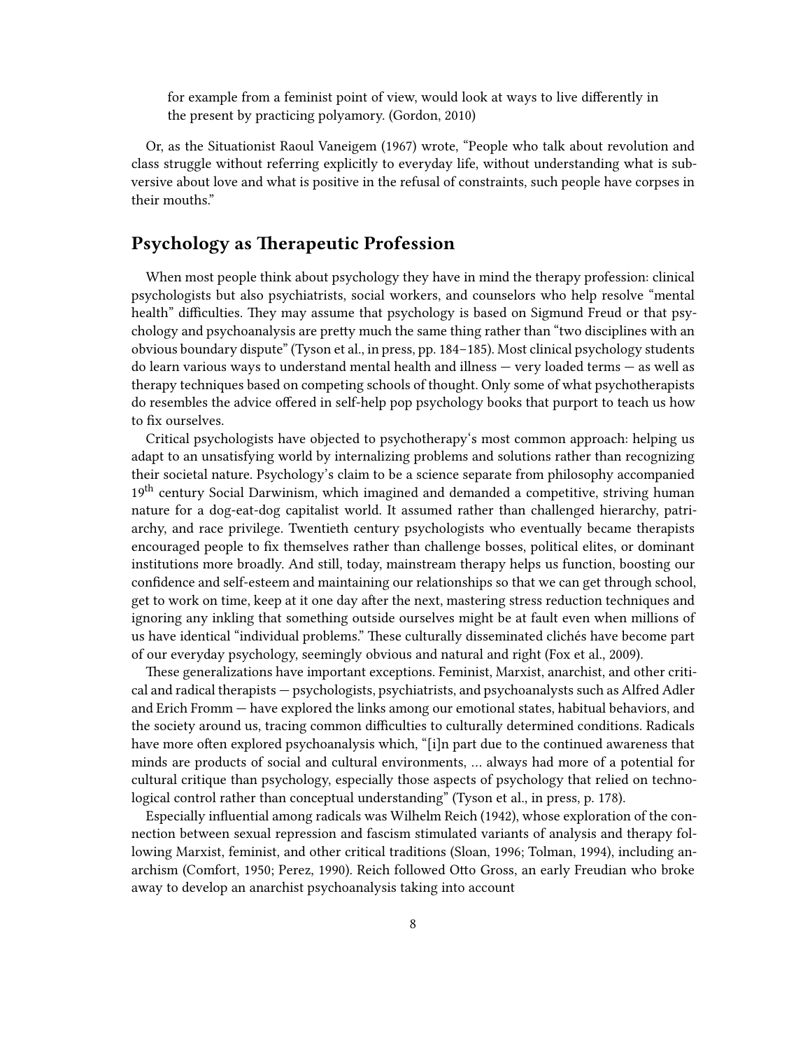for example from a feminist point of view, would look at ways to live differently in the present by practicing polyamory. (Gordon, 2010)

Or, as the Situationist Raoul Vaneigem (1967) wrote, "People who talk about revolution and class struggle without referring explicitly to everyday life, without understanding what is subversive about love and what is positive in the refusal of constraints, such people have corpses in their mouths."

## Psychology as Therapeutic Profession

When most people think about psychology they have in mind the therapy profession: clinical psychologists but also psychiatrists, social workers, and counselors who help resolve "mental health" difficulties. They may assume that psychology is based on Sigmund Freud or that psychology and psychoanalysis are pretty much the same thing rather than "two disciplines with an obvious boundary dispute" (Tyson et al., in press, pp. 184–185). Most clinical psychology students do learn various ways to understand mental health and illness — very loaded terms — as well as therapy techniques based on competing schools of thought. Only some of what psychotherapists do resembles the advice offered in self-help pop psychology books that purport to teach us how to fix ourselves.

Critical psychologists have objected to psychotherapy's most common approach: helping us adapt to an unsatisfying world by internalizing problems and solutions rather than recognizing their societal nature. Psychology's claim to be a science separate from philosophy accompanied 19th century Social Darwinism, which imagined and demanded a competitive, striving human nature for a dog-eat-dog capitalist world. It assumed rather than challenged hierarchy, patriarchy, and race privilege. Twentieth century psychologists who eventually became therapists encouraged people to fix themselves rather than challenge bosses, political elites, or dominant institutions more broadly. And still, today, mainstream therapy helps us function, boosting our confidence and self-esteem and maintaining our relationships so that we can get through school, get to work on time, keep at it one day after the next, mastering stress reduction techniques and ignoring any inkling that something outside ourselves might be at fault even when millions of us have identical "individual problems." These culturally disseminated clichés have become part of our everyday psychology, seemingly obvious and natural and right (Fox et al., 2009).

These generalizations have important exceptions. Feminist, Marxist, anarchist, and other critical and radical therapists — psychologists, psychiatrists, and psychoanalysts such as Alfred Adler and Erich Fromm — have explored the links among our emotional states, habitual behaviors, and the society around us, tracing common difficulties to culturally determined conditions. Radicals have more often explored psychoanalysis which, "[i]n part due to the continued awareness that minds are products of social and cultural environments, … always had more of a potential for cultural critique than psychology, especially those aspects of psychology that relied on technological control rather than conceptual understanding" (Tyson et al., in press, p. 178).

Especially influential among radicals was Wilhelm Reich (1942), whose exploration of the connection between sexual repression and fascism stimulated variants of analysis and therapy following Marxist, feminist, and other critical traditions (Sloan, 1996; Tolman, 1994), including anarchism (Comfort, 1950; Perez, 1990). Reich followed Otto Gross, an early Freudian who broke away to develop an anarchist psychoanalysis taking into account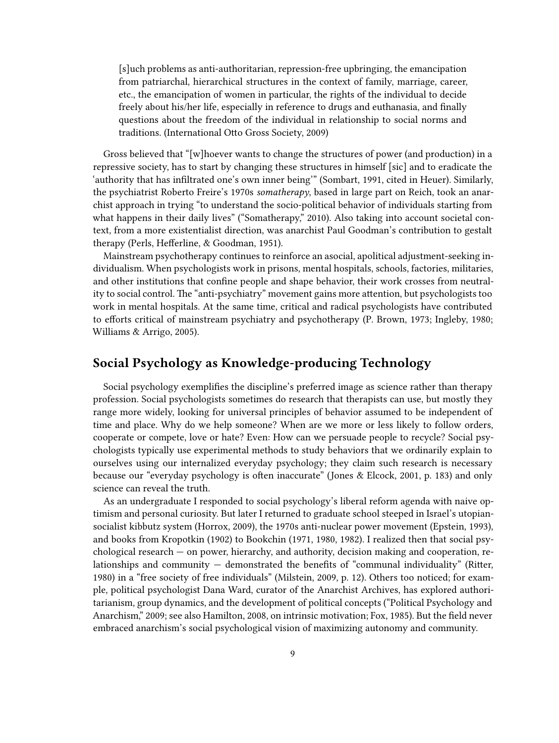> [s]uch problems as anti-authoritarian, repression-free upbringing, the emancipation from patriarchal, hierarchical structures in the context of family, marriage, career, etc., the emancipation of women in particular, the rights of the individual to decide freely about his/her life, especially in reference to drugs and euthanasia, and finally questions about the freedom of the individual in relationship to social norms and traditions. (International Otto Gross Society, 2009)

Gross believed that "[w]hoever wants to change the structures of power (and production) in a repressive society, has to start by changing these structures in himself [sic] and to eradicate the 'authority that has infiltrated one's own inner being'" (Sombart, 1991, cited in Heuer). Similarly, the psychiatrist Roberto Freire's 1970s *somatherapy*, based in large part on Reich, took an anarchist approach in trying "to understand the socio-political behavior of individuals starting from what happens in their daily lives" ("Somatherapy," 2010). Also taking into account societal context, from a more existentialist direction, was anarchist Paul Goodman's contribution to gestalt therapy (Perls, Hefferline, & Goodman, 1951).

Mainstream psychotherapy continues to reinforce an asocial, apolitical adjustment-seeking individualism. When psychologists work in prisons, mental hospitals, schools, factories, militaries, and other institutions that confine people and shape behavior, their work crosses from neutrality to social control. The "anti-psychiatry" movement gains more attention, but psychologists too work in mental hospitals. At the same time, critical and radical psychologists have contributed to efforts critical of mainstream psychiatry and psychotherapy (P. Brown, 1973; Ingleby, 1980; Williams & Arrigo, 2005).

## Social Psychology as Knowledge-producing Technology

Social psychology exemplifies the discipline's preferred image as science rather than therapy profession. Social psychologists sometimes do research that therapists can use, but mostly they range more widely, looking for universal principles of behavior assumed to be independent of time and place. Why do we help someone? When are we more or less likely to follow orders, cooperate or compete, love or hate? Even: How can we persuade people to recycle? Social psychologists typically use experimental methods to study behaviors that we ordinarily explain to ourselves using our internalized everyday psychology; they claim such research is necessary because our "everyday psychology is often inaccurate" (Jones & Elcock, 2001, p. 183) and only science can reveal the truth.

As an undergraduate I responded to social psychology's liberal reform agenda with naive optimism and personal curiosity. But later I returned to graduate school steeped in Israel's utopian-socialist kibbutz system (Horrox, 2009), the 1970s anti-nuclear power movement (Epstein, 1993), and books from Kropotkin (1902) to Bookchin (1971, 1980, 1982). I realized then that social psychological research — on power, hierarchy, and authority, decision making and cooperation, relationships and community — demonstrated the benefits of "communal individuality" (Ritter, 1980) in a "free society of free individuals" (Milstein, 2009, p. 12). Others too noticed; for example, political psychologist Dana Ward, curator of the Anarchist Archives, has explored authoritarianism, group dynamics, and the development of political concepts ("Political Psychology and Anarchism," 2009; see also Hamilton, 2008, on intrinsic motivation; Fox, 1985). But the field never embraced anarchism's social psychological vision of maximizing autonomy and community.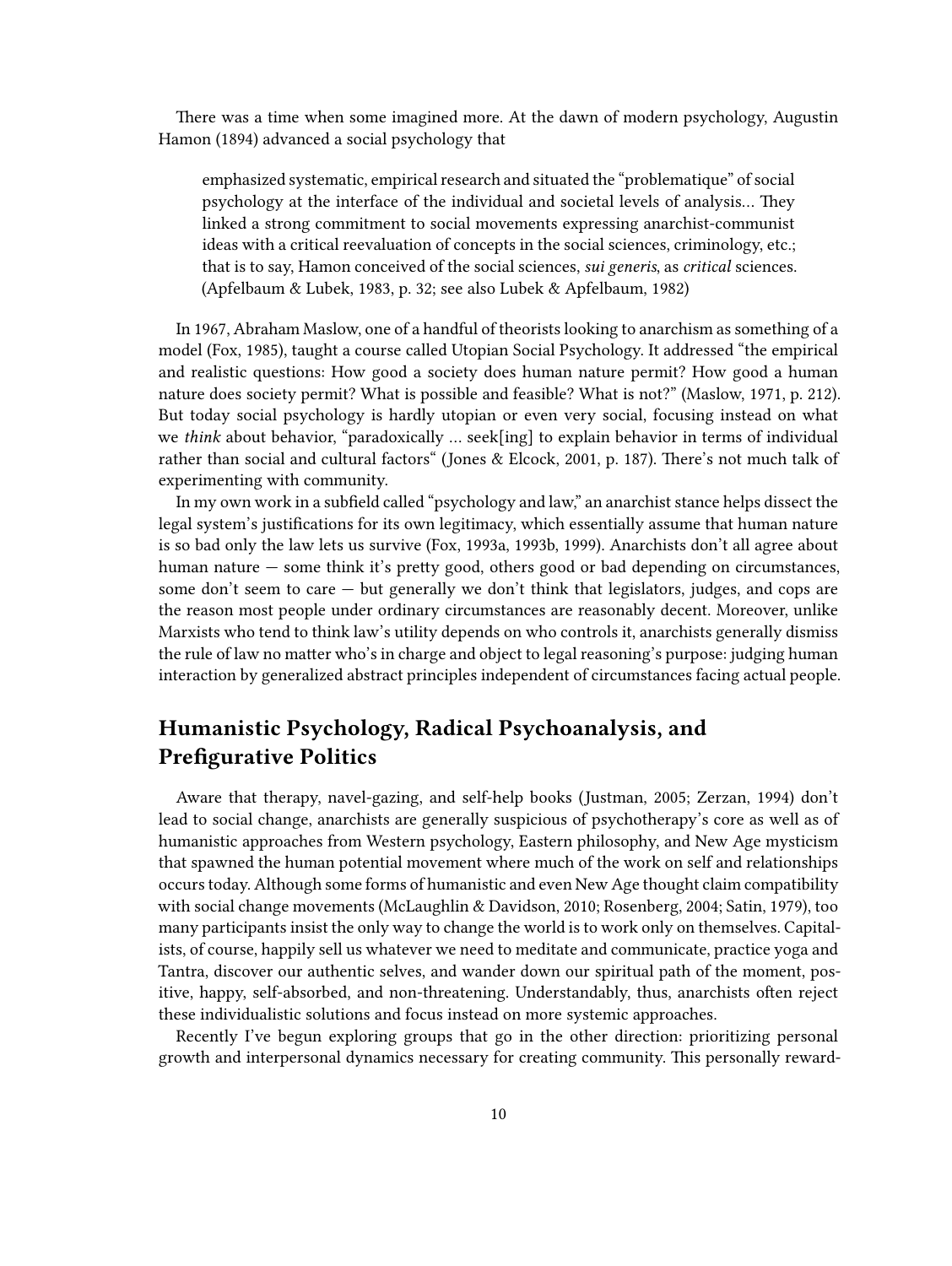There was a time when some imagined more. At the dawn of modern psychology, Augustin Hamon (1894) advanced a social psychology that

> emphasized systematic, empirical research and situated the "problematique" of social psychology at the interface of the individual and societal levels of analysis… They linked a strong commitment to social movements expressing anarchist-communist ideas with a critical reevaluation of concepts in the social sciences, criminology, etc.; that is to say, Hamon conceived of the social sciences, *sui generis*, as *critical* sciences. (Apfelbaum & Lubek, 1983, p. 32; see also Lubek & Apfelbaum, 1982)

In 1967, Abraham Maslow, one of a handful of theorists looking to anarchism as something of a model (Fox, 1985), taught a course called Utopian Social Psychology. It addressed "the empirical and realistic questions: How good a society does human nature permit? How good a human nature does society permit? What is possible and feasible? What is not?" (Maslow, 1971, p. 212). But today social psychology is hardly utopian or even very social, focusing instead on what we *think* about behavior, "paradoxically … seek[ing] to explain behavior in terms of individual rather than social and cultural factors" (Jones & Elcock, 2001, p. 187). There's not much talk of experimenting with community.

In my own work in a subfield called "psychology and law," an anarchist stance helps dissect the legal system's justifications for its own legitimacy, which essentially assume that human nature is so bad only the law lets us survive (Fox, 1993a, 1993b, 1999). Anarchists don't all agree about human nature — some think it's pretty good, others good or bad depending on circumstances, some don't seem to care — but generally we don't think that legislators, judges, and cops are the reason most people under ordinary circumstances are reasonably decent. Moreover, unlike Marxists who tend to think law's utility depends on who controls it, anarchists generally dismiss the rule of law no matter who's in charge and object to legal reasoning's purpose: judging human interaction by generalized abstract principles independent of circumstances facing actual people.

## Humanistic Psychology, Radical Psychoanalysis, and Prefigurative Politics

Aware that therapy, navel-gazing, and self-help books (Justman, 2005; Zerzan, 1994) don't lead to social change, anarchists are generally suspicious of psychotherapy's core as well as of humanistic approaches from Western psychology, Eastern philosophy, and New Age mysticism that spawned the human potential movement where much of the work on self and relationships occurs today. Although some forms of humanistic and even New Age thought claim compatibility with social change movements (McLaughlin & Davidson, 2010; Rosenberg, 2004; Satin, 1979), too many participants insist the only way to change the world is to work only on themselves. Capitalists, of course, happily sell us whatever we need to meditate and communicate, practice yoga and Tantra, discover our authentic selves, and wander down our spiritual path of the moment, positive, happy, self-absorbed, and non-threatening. Understandably, thus, anarchists often reject these individualistic solutions and focus instead on more systemic approaches.

Recently I've begun exploring groups that go in the other direction: prioritizing personal growth and interpersonal dynamics necessary for creating community. This personally reward-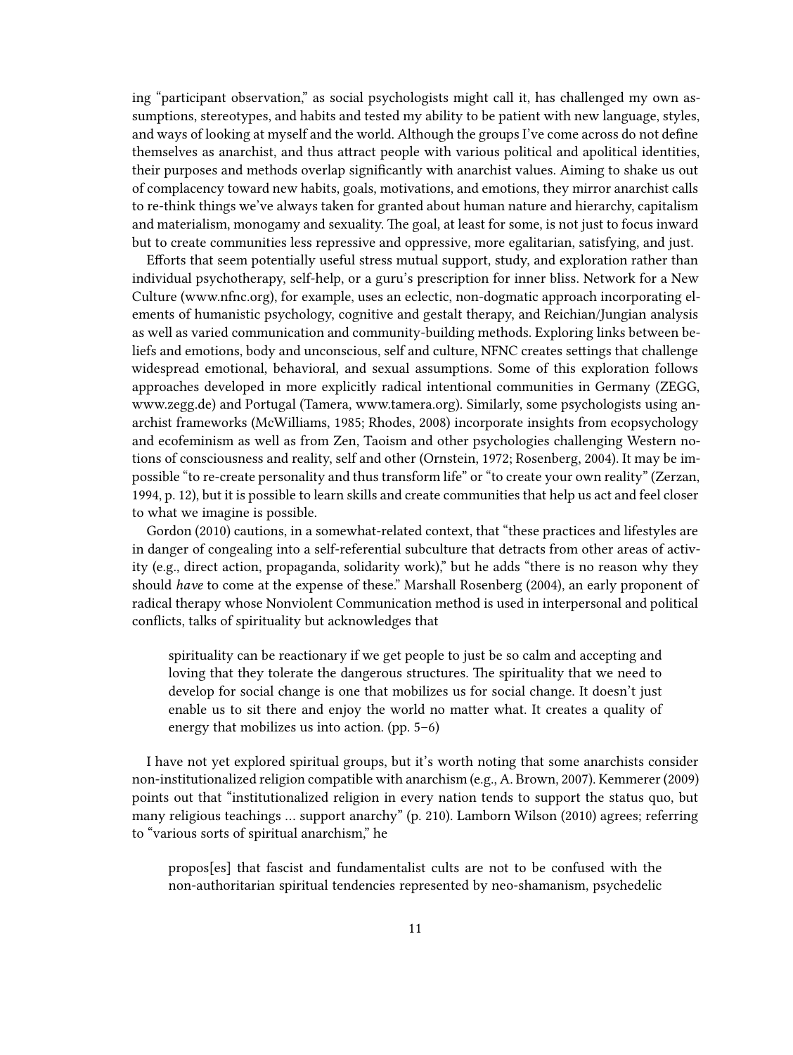ing "participant observation," as social psychologists might call it, has challenged my own assumptions, stereotypes, and habits and tested my ability to be patient with new language, styles, and ways of looking at myself and the world. Although the groups I've come across do not define themselves as anarchist, and thus attract people with various political and apolitical identities, their purposes and methods overlap significantly with anarchist values. Aiming to shake us out of complacency toward new habits, goals, motivations, and emotions, they mirror anarchist calls to re-think things we've always taken for granted about human nature and hierarchy, capitalism and materialism, monogamy and sexuality. The goal, at least for some, is not just to focus inward but to create communities less repressive and oppressive, more egalitarian, satisfying, and just.

Efforts that seem potentially useful stress mutual support, study, and exploration rather than individual psychotherapy, self-help, or a guru's prescription for inner bliss. Network for a New Culture (www.nfnc.org), for example, uses an eclectic, non-dogmatic approach incorporating elements of humanistic psychology, cognitive and gestalt therapy, and Reichian/Jungian analysis as well as varied communication and community-building methods. Exploring links between beliefs and emotions, body and unconscious, self and culture, NFNC creates settings that challenge widespread emotional, behavioral, and sexual assumptions. Some of this exploration follows approaches developed in more explicitly radical intentional communities in Germany (ZEGG, www.zegg.de) and Portugal (Tamera, www.tamera.org). Similarly, some psychologists using anarchist frameworks (McWilliams, 1985; Rhodes, 2008) incorporate insights from ecopsychology and ecofeminism as well as from Zen, Taoism and other psychologies challenging Western notions of consciousness and reality, self and other (Ornstein, 1972; Rosenberg, 2004). It may be impossible "to re-create personality and thus transform life" or "to create your own reality" (Zerzan, 1994, p. 12), but it is possible to learn skills and create communities that help us act and feel closer to what we imagine is possible.

Gordon (2010) cautions, in a somewhat-related context, that "these practices and lifestyles are in danger of congealing into a self-referential subculture that detracts from other areas of activity (e.g., direct action, propaganda, solidarity work)," but he adds "there is no reason why they should *have* to come at the expense of these." Marshall Rosenberg (2004), an early proponent of radical therapy whose Nonviolent Communication method is used in interpersonal and political conflicts, talks of spirituality but acknowledges that

> spirituality can be reactionary if we get people to just be so calm and accepting and loving that they tolerate the dangerous structures. The spirituality that we need to develop for social change is one that mobilizes us for social change. It doesn't just enable us to sit there and enjoy the world no matter what. It creates a quality of energy that mobilizes us into action. (pp. 5–6)

I have not yet explored spiritual groups, but it's worth noting that some anarchists consider non-institutionalized religion compatible with anarchism (e.g., A. Brown, 2007). Kemmerer (2009) points out that "institutionalized religion in every nation tends to support the status quo, but many religious teachings … support anarchy" (p. 210). Lamborn Wilson (2010) agrees; referring to "various sorts of spiritual anarchism," he

> propos[es] that fascist and fundamentalist cults are not to be confused with the non-authoritarian spiritual tendencies represented by neo-shamanism, psychedelic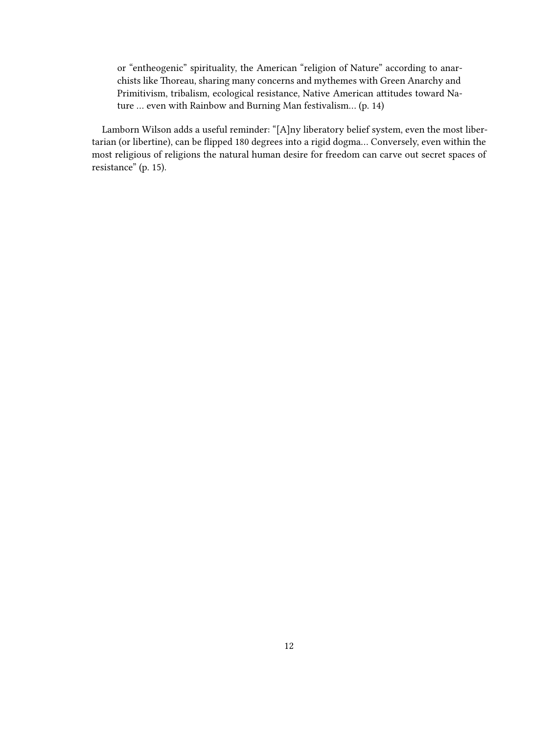> or "entheogenic" spirituality, the American "religion of Nature" according to anarchists like Thoreau, sharing many concerns and mythemes with Green Anarchy and Primitivism, tribalism, ecological resistance, Native American attitudes toward Nature … even with Rainbow and Burning Man festivalism… (p. 14)

Lamborn Wilson adds a useful reminder: "[A]ny liberatory belief system, even the most libertarian (or libertine), can be flipped 180 degrees into a rigid dogma… Conversely, even within the most religious of religions the natural human desire for freedom can carve out secret spaces of resistance" (p. 15).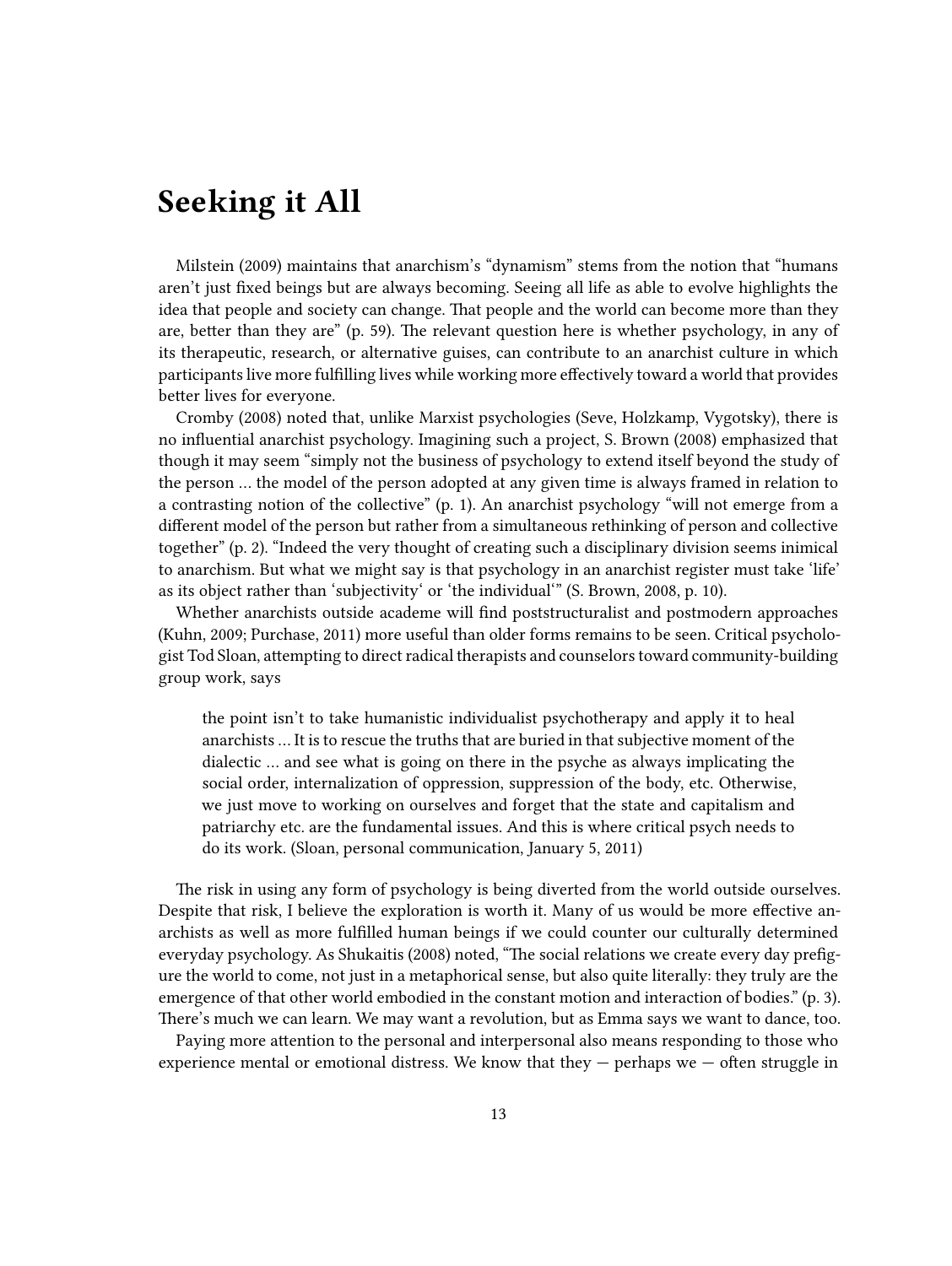# Seeking it All

Milstein (2009) maintains that anarchism's "dynamism" stems from the notion that "humans aren't just fixed beings but are always becoming. Seeing all life as able to evolve highlights the idea that people and society can change. That people and the world can become more than they are, better than they are" (p. 59). The relevant question here is whether psychology, in any of its therapeutic, research, or alternative guises, can contribute to an anarchist culture in which participants live more fulfilling lives while working more effectively toward a world that provides better lives for everyone.

Cromby (2008) noted that, unlike Marxist psychologies (Seve, Holzkamp, Vygotsky), there is no influential anarchist psychology. Imagining such a project, S. Brown (2008) emphasized that though it may seem "simply not the business of psychology to extend itself beyond the study of the person … the model of the person adopted at any given time is always framed in relation to a contrasting notion of the collective" (p. 1). An anarchist psychology "will not emerge from a different model of the person but rather from a simultaneous rethinking of person and collective together" (p. 2). "Indeed the very thought of creating such a disciplinary division seems inimical to anarchism. But what we might say is that psychology in an anarchist register must take 'life' as its object rather than 'subjectivity' or 'the individual'" (S. Brown, 2008, p. 10).

Whether anarchists outside academe will find poststructuralist and postmodern approaches (Kuhn, 2009; Purchase, 2011) more useful than older forms remains to be seen. Critical psychologist Tod Sloan, attempting to direct radical therapists and counselors toward community-building group work, says

> the point isn't to take humanistic individualist psychotherapy and apply it to heal anarchists … It is to rescue the truths that are buried in that subjective moment of the dialectic … and see what is going on there in the psyche as always implicating the social order, internalization of oppression, suppression of the body, etc. Otherwise, we just move to working on ourselves and forget that the state and capitalism and patriarchy etc. are the fundamental issues. And this is where critical psych needs to do its work. (Sloan, personal communication, January 5, 2011)

The risk in using any form of psychology is being diverted from the world outside ourselves. Despite that risk, I believe the exploration is worth it. Many of us would be more effective anarchists as well as more fulfilled human beings if we could counter our culturally determined everyday psychology. As Shukaitis (2008) noted, "The social relations we create every day prefigure the world to come, not just in a metaphorical sense, but also quite literally: they truly are the emergence of that other world embodied in the constant motion and interaction of bodies." (p. 3). There's much we can learn. We may want a revolution, but as Emma says we want to dance, too.

Paying more attention to the personal and interpersonal also means responding to those who experience mental or emotional distress. We know that they — perhaps we — often struggle in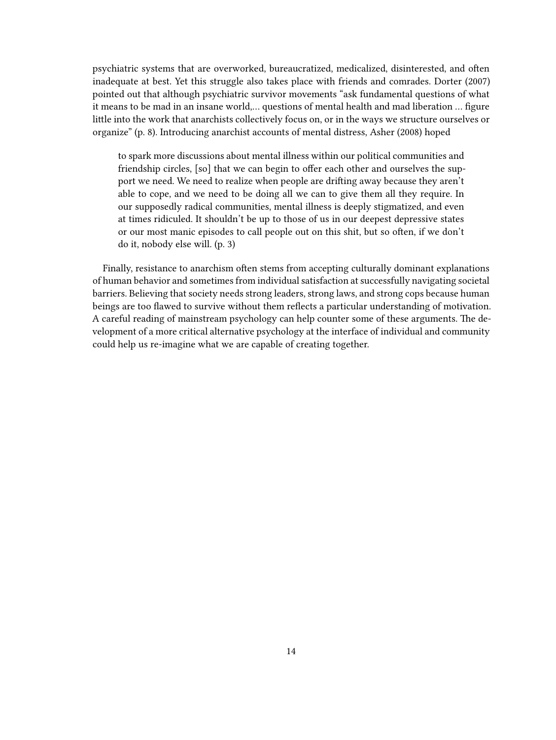psychiatric systems that are overworked, bureaucratized, medicalized, disinterested, and often inadequate at best. Yet this struggle also takes place with friends and comrades. Dorter (2007) pointed out that although psychiatric survivor movements "ask fundamental questions of what it means to be mad in an insane world,… questions of mental health and mad liberation … figure little into the work that anarchists collectively focus on, or in the ways we structure ourselves or organize" (p. 8). Introducing anarchist accounts of mental distress, Asher (2008) hoped

> to spark more discussions about mental illness within our political communities and friendship circles, [so] that we can begin to offer each other and ourselves the support we need. We need to realize when people are drifting away because they aren't able to cope, and we need to be doing all we can to give them all they require. In our supposedly radical communities, mental illness is deeply stigmatized, and even at times ridiculed. It shouldn't be up to those of us in our deepest depressive states or our most manic episodes to call people out on this shit, but so often, if we don't do it, nobody else will. (p. 3)

Finally, resistance to anarchism often stems from accepting culturally dominant explanations of human behavior and sometimes from individual satisfaction at successfully navigating societal barriers. Believing that society needs strong leaders, strong laws, and strong cops because human beings are too flawed to survive without them reflects a particular understanding of motivation. A careful reading of mainstream psychology can help counter some of these arguments. The development of a more critical alternative psychology at the interface of individual and community could help us re-imagine what we are capable of creating together.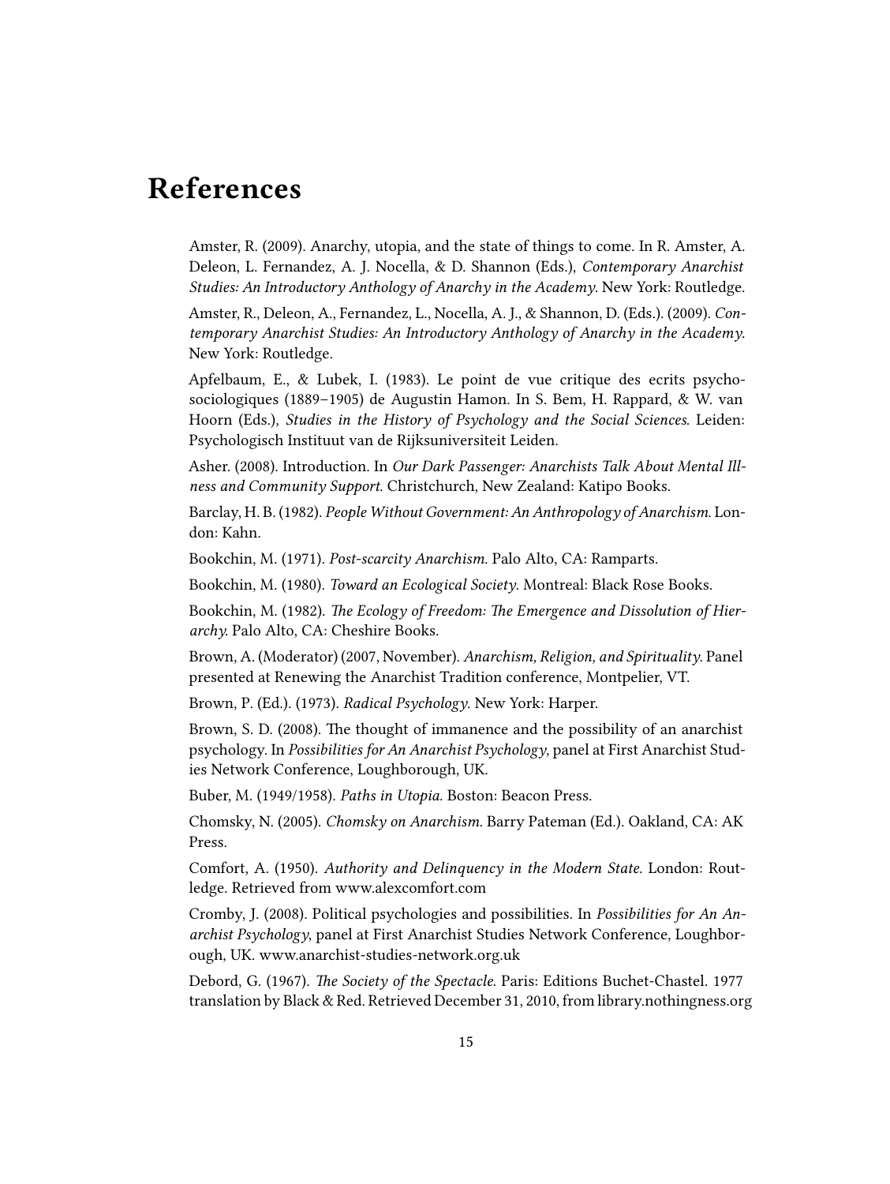# References

Amster, R. (2009). Anarchy, utopia, and the state of things to come. In R. Amster, A. Deleon, L. Fernandez, A. J. Nocella, & D. Shannon (Eds.), *Contemporary Anarchist Studies: An Introductory Anthology of Anarchy in the Academy*. New York: Routledge.

Amster, R., Deleon, A., Fernandez, L., Nocella, A. J., & Shannon, D. (Eds.). (2009). *Contemporary Anarchist Studies: An Introductory Anthology of Anarchy in the Academy*. New York: Routledge.

Apfelbaum, E., & Lubek, I. (1983). Le point de vue critique des ecrits psycho-sociologiques (1889–1905) de Augustin Hamon. In S. Bem, H. Rappard, & W. van Hoorn (Eds.), *Studies in the History of Psychology and the Social Sciences*. Leiden: Psychologisch Instituut van de Rijksuniversiteit Leiden.

Asher. (2008). Introduction. In *Our Dark Passenger: Anarchists Talk About Mental Illness and Community Support*. Christchurch, New Zealand: Katipo Books.

Barclay, H. B. (1982). *People Without Government: An Anthropology of Anarchism*. London: Kahn.

Bookchin, M. (1971). *Post-scarcity Anarchism*. Palo Alto, CA: Ramparts.

Bookchin, M. (1980). *Toward an Ecological Society*. Montreal: Black Rose Books.

Bookchin, M. (1982). *The Ecology of Freedom: The Emergence and Dissolution of Hierarchy*. Palo Alto, CA: Cheshire Books.

Brown, A. (Moderator) (2007, November). *Anarchism, Religion, and Spirituality*. Panel presented at Renewing the Anarchist Tradition conference, Montpelier, VT.

Brown, P. (Ed.). (1973). *Radical Psychology*. New York: Harper.

Brown, S. D. (2008). The thought of immanence and the possibility of an anarchist psychology. In *Possibilities for An Anarchist Psychology*, panel at First Anarchist Studies Network Conference, Loughborough, UK.

Buber, M. (1949/1958). *Paths in Utopia*. Boston: Beacon Press.

Chomsky, N. (2005). *Chomsky on Anarchism*. Barry Pateman (Ed.). Oakland, CA: AK Press.

Comfort, A. (1950). *Authority and Delinquency in the Modern State*. London: Routledge. Retrieved from www.alexcomfort.com

Cromby, J. (2008). Political psychologies and possibilities. In *Possibilities for An Anarchist Psychology*, panel at First Anarchist Studies Network Conference, Loughborough, UK. www.anarchist-studies-network.org.uk

Debord, G. (1967). *The Society of the Spectacle*. Paris: Editions Buchet-Chastel. 1977 translation by Black & Red. Retrieved December 31, 2010, from library.nothingness.org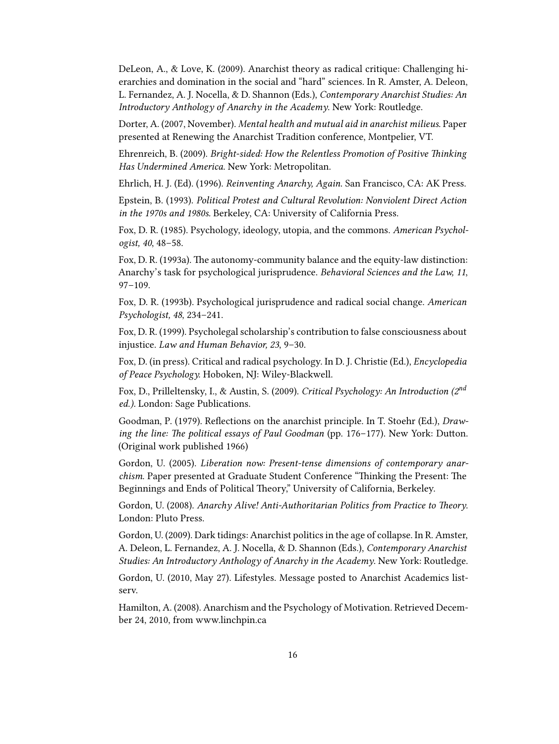DeLeon, A., & Love, K. (2009). Anarchist theory as radical critique: Challenging hierarchies and domination in the social and "hard" sciences. In R. Amster, A. Deleon, L. Fernandez, A. J. Nocella, & D. Shannon (Eds.), *Contemporary Anarchist Studies: An Introductory Anthology of Anarchy in the Academy.* New York: Routledge.

Dorter, A. (2007, November). *Mental health and mutual aid in anarchist milieus.* Paper presented at Renewing the Anarchist Tradition conference, Montpelier, VT.

Ehrenreich, B. (2009). *Bright-sided: How the Relentless Promotion of Positive Thinking Has Undermined America.* New York: Metropolitan.

Ehrlich, H. J. (Ed). (1996). *Reinventing Anarchy, Again.* San Francisco, CA: AK Press.

Epstein, B. (1993). *Political Protest and Cultural Revolution: Nonviolent Direct Action in the 1970s and 1980s.* Berkeley, CA: University of California Press.

Fox, D. R. (1985). Psychology, ideology, utopia, and the commons. *American Psychologist, 40,* 48–58.

Fox, D. R. (1993a). The autonomy-community balance and the equity-law distinction: Anarchy's task for psychological jurisprudence. *Behavioral Sciences and the Law, 11*, 97–109.

Fox, D. R. (1993b). Psychological jurisprudence and radical social change. *American Psychologist, 48*, 234–241.

Fox, D. R. (1999). Psycholegal scholarship's contribution to false consciousness about injustice. *Law and Human Behavior, 23*, 9–30.

Fox, D. (in press). Critical and radical psychology. In D. J. Christie (Ed.), *Encyclopedia of Peace Psychology.* Hoboken, NJ: Wiley-Blackwell.

Fox, D., Prilleltensky, I., & Austin, S. (2009). *Critical Psychology: An Introduction (2nd ed.).* London: Sage Publications.

Goodman, P. (1979). Reflections on the anarchist principle. In T. Stoehr (Ed.), *Drawing the line: The political essays of Paul Goodman* (pp. 176–177). New York: Dutton. (Original work published 1966)

Gordon, U. (2005). *Liberation now: Present-tense dimensions of contemporary anarchism.* Paper presented at Graduate Student Conference "Thinking the Present: The Beginnings and Ends of Political Theory," University of California, Berkeley.

Gordon, U. (2008). *Anarchy Alive! Anti-Authoritarian Politics from Practice to Theory.* London: Pluto Press.

Gordon, U. (2009). Dark tidings: Anarchist politics in the age of collapse. In R. Amster, A. Deleon, L. Fernandez, A. J. Nocella, & D. Shannon (Eds.), *Contemporary Anarchist Studies: An Introductory Anthology of Anarchy in the Academy.* New York: Routledge.

Gordon, U. (2010, May 27). Lifestyles. Message posted to Anarchist Academics listserv.

Hamilton, A. (2008). Anarchism and the Psychology of Motivation. Retrieved December 24, 2010, from www.linchpin.ca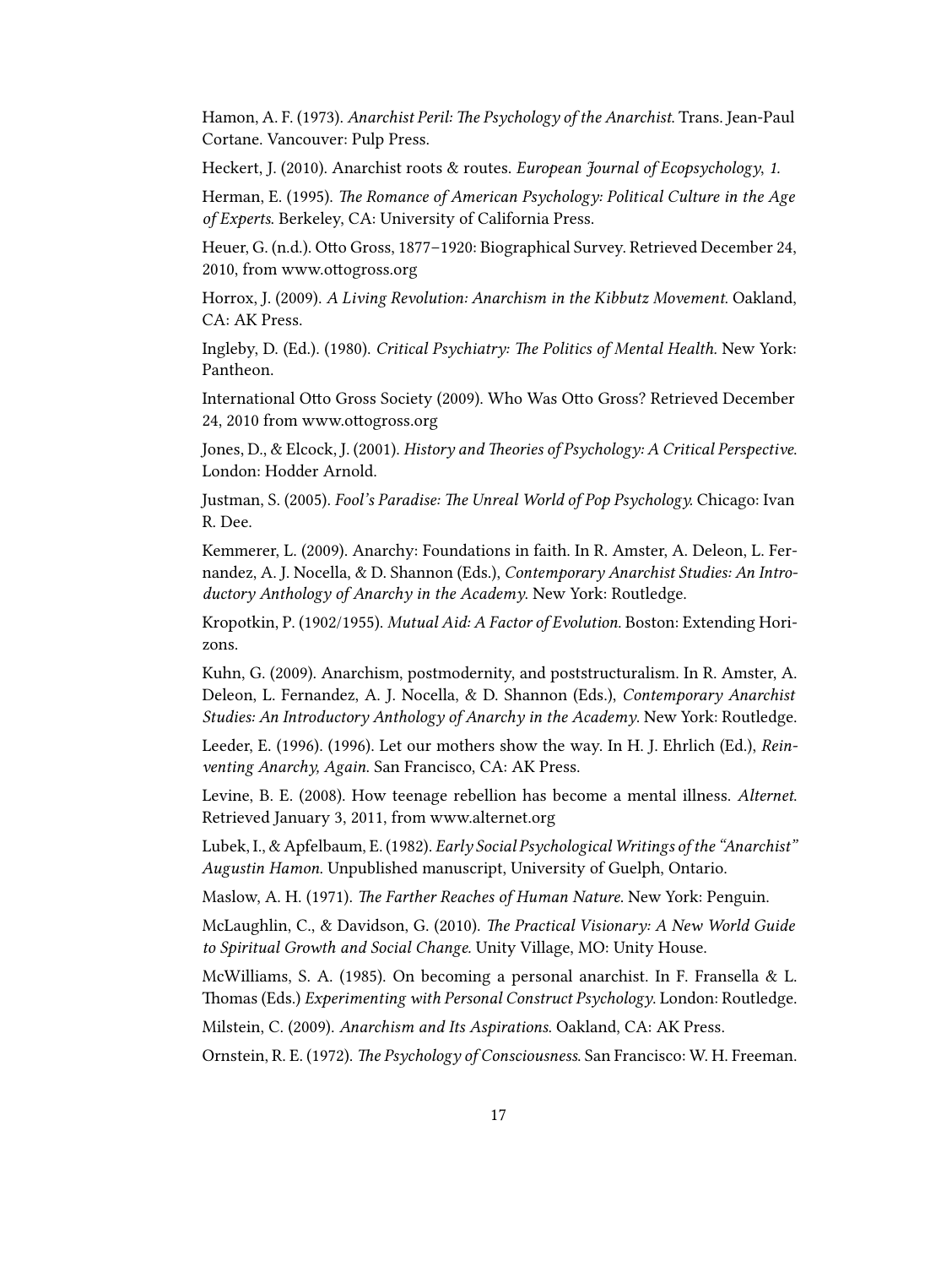Hamon, A. F. (1973). *Anarchist Peril: The Psychology of the Anarchist.* Trans. Jean-Paul Cortane. Vancouver: Pulp Press.

Heckert, J. (2010). Anarchist roots & routes. *European Journal of Ecopsychology*, *1.*

Herman, E. (1995). *The Romance of American Psychology: Political Culture in the Age of Experts.* Berkeley, CA: University of California Press.

Heuer, G. (n.d.). Otto Gross, 1877–1920: Biographical Survey. Retrieved December 24, 2010, from www.ottogross.org

Horrox, J. (2009). *A Living Revolution: Anarchism in the Kibbutz Movement.* Oakland, CA: AK Press.

Ingleby, D. (Ed.). (1980). *Critical Psychiatry: The Politics of Mental Health.* New York: Pantheon.

International Otto Gross Society (2009). Who Was Otto Gross? Retrieved December 24, 2010 from www.ottogross.org

Jones, D., & Elcock, J. (2001). *History and Theories of Psychology: A Critical Perspective.* London: Hodder Arnold.

Justman, S. (2005). *Fool's Paradise: The Unreal World of Pop Psychology.* Chicago: Ivan R. Dee.

Kemmerer, L. (2009). Anarchy: Foundations in faith. In R. Amster, A. Deleon, L. Fernandez, A. J. Nocella, & D. Shannon (Eds.), *Contemporary Anarchist Studies: An Introductory Anthology of Anarchy in the Academy.* New York: Routledge.

Kropotkin, P. (1902/1955). *Mutual Aid: A Factor of Evolution.* Boston: Extending Horizons.

Kuhn, G. (2009). Anarchism, postmodernity, and poststructuralism. In R. Amster, A. Deleon, L. Fernandez, A. J. Nocella, & D. Shannon (Eds.), *Contemporary Anarchist Studies: An Introductory Anthology of Anarchy in the Academy.* New York: Routledge.

Leeder, E. (1996). (1996). Let our mothers show the way. In H. J. Ehrlich (Ed.), *Reinventing Anarchy, Again.* San Francisco, CA: AK Press.

Levine, B. E. (2008). How teenage rebellion has become a mental illness. *Alternet.* Retrieved January 3, 2011, from www.alternet.org

Lubek, I., & Apfelbaum, E. (1982). *Early Social Psychological Writings of the "Anarchist" Augustin Hamon.* Unpublished manuscript, University of Guelph, Ontario.

Maslow, A. H. (1971). *The Farther Reaches of Human Nature.* New York: Penguin.

McLaughlin, C., & Davidson, G. (2010). *The Practical Visionary: A New World Guide to Spiritual Growth and Social Change.* Unity Village, MO: Unity House.

McWilliams, S. A. (1985). On becoming a personal anarchist. In F. Fransella & L. Thomas (Eds.) *Experimenting with Personal Construct Psychology.* London: Routledge.

Milstein, C. (2009). *Anarchism and Its Aspirations.* Oakland, CA: AK Press.

Ornstein, R. E. (1972). *The Psychology of Consciousness.* San Francisco: W. H. Freeman.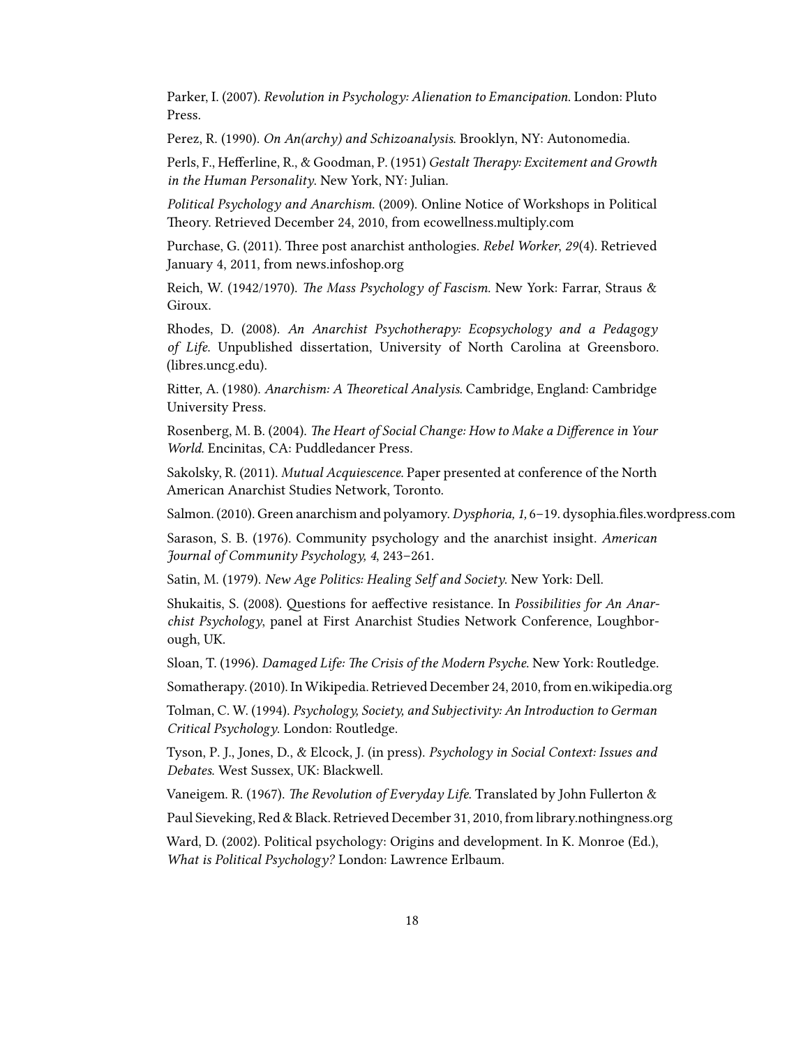Parker, I. (2007). *Revolution in Psychology: Alienation to Emancipation*. London: Pluto Press.

Perez, R. (1990). *On An(archy) and Schizoanalysis*. Brooklyn, NY: Autonomedia.

Perls, F., Hefferline, R., & Goodman, P. (1951) *Gestalt Therapy: Excitement and Growth in the Human Personality*. New York, NY: Julian.

*Political Psychology and Anarchism*. (2009). Online Notice of Workshops in Political Theory. Retrieved December 24, 2010, from ecowellness.multiply.com

Purchase, G. (2011). Three post anarchist anthologies. *Rebel Worker*, *29*(4). Retrieved January 4, 2011, from news.infoshop.org

Reich, W. (1942/1970). *The Mass Psychology of Fascism*. New York: Farrar, Straus & Giroux.

Rhodes, D. (2008). *An Anarchist Psychotherapy: Ecopsychology and a Pedagogy of Life*. Unpublished dissertation, University of North Carolina at Greensboro. (libres.uncg.edu).

Ritter, A. (1980). *Anarchism: A Theoretical Analysis*. Cambridge, England: Cambridge University Press.

Rosenberg, M. B. (2004). *The Heart of Social Change: How to Make a Difference in Your World*. Encinitas, CA: Puddledancer Press.

Sakolsky, R. (2011). *Mutual Acquiescence*. Paper presented at conference of the North American Anarchist Studies Network, Toronto.

Salmon. (2010). Green anarchism and polyamory. *Dysphoria, 1*, 6–19. dysophia.files.wordpress.com

Sarason, S. B. (1976). Community psychology and the anarchist insight. *American Journal of Community Psychology, 4*, 243–261.

Satin, M. (1979). *New Age Politics: Healing Self and Society*. New York: Dell.

Shukaitis, S. (2008). Questions for aeffective resistance. In *Possibilities for An Anarchist Psychology*, panel at First Anarchist Studies Network Conference, Loughborough, UK.

Sloan, T. (1996). *Damaged Life: The Crisis of the Modern Psyche*. New York: Routledge.

Somatherapy. (2010). In Wikipedia. Retrieved December 24, 2010, from en.wikipedia.org

Tolman, C. W. (1994). *Psychology, Society, and Subjectivity: An Introduction to German Critical Psychology*. London: Routledge.

Tyson, P. J., Jones, D., & Elcock, J. (in press). *Psychology in Social Context: Issues and Debates*. West Sussex, UK: Blackwell.

Vaneigem. R. (1967). *The Revolution of Everyday Life*. Translated by John Fullerton & Paul Sieveking, Red & Black. Retrieved December 31, 2010, from library.nothingness.org

Ward, D. (2002). Political psychology: Origins and development. In K. Monroe (Ed.), *What is Political Psychology?* London: Lawrence Erlbaum.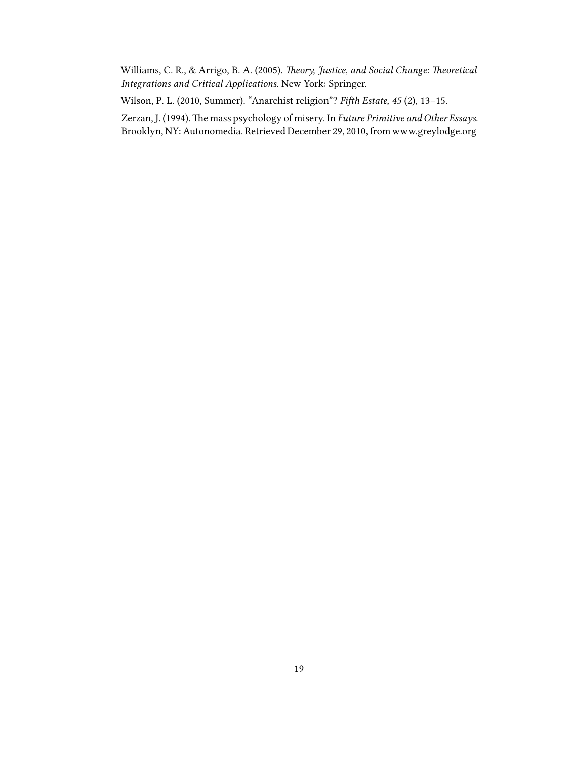Williams, C. R., & Arrigo, B. A. (2005). *Theory, Justice, and Social Change: Theoretical Integrations and Critical Applications*. New York: Springer.

Wilson, P. L. (2010, Summer). "Anarchist religion"? *Fifth Estate, 45* (2), 13–15.

Zerzan, J. (1994). The mass psychology of misery. In *Future Primitive and Other Essays*. Brooklyn, NY: Autonomedia. Retrieved December 29, 2010, from www.greylodge.org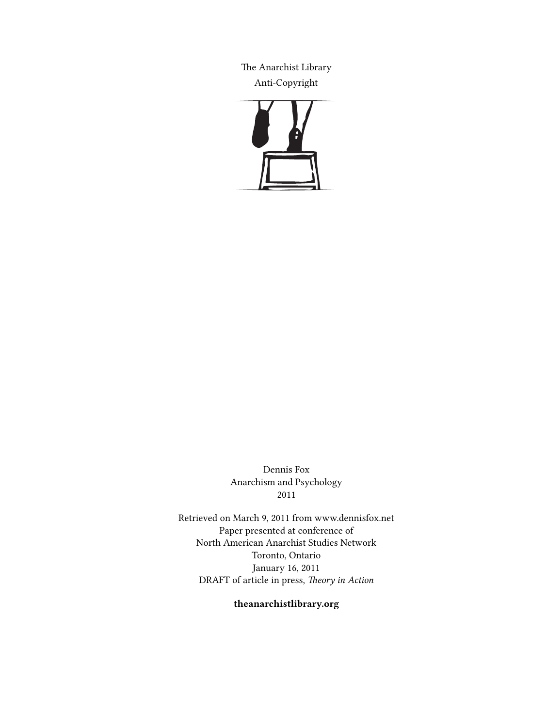The Anarchist Library
Anti-Copyright

Dennis Fox
Anarchism and Psychology
2011

Retrieved on March 9, 2011 from www.dennisfox.net
Paper presented at conference of
North American Anarchist Studies Network
Toronto, Ontario
January 16, 2011
DRAFT of article in press, *Theory in Action*

**theanarchistlibrary.org**